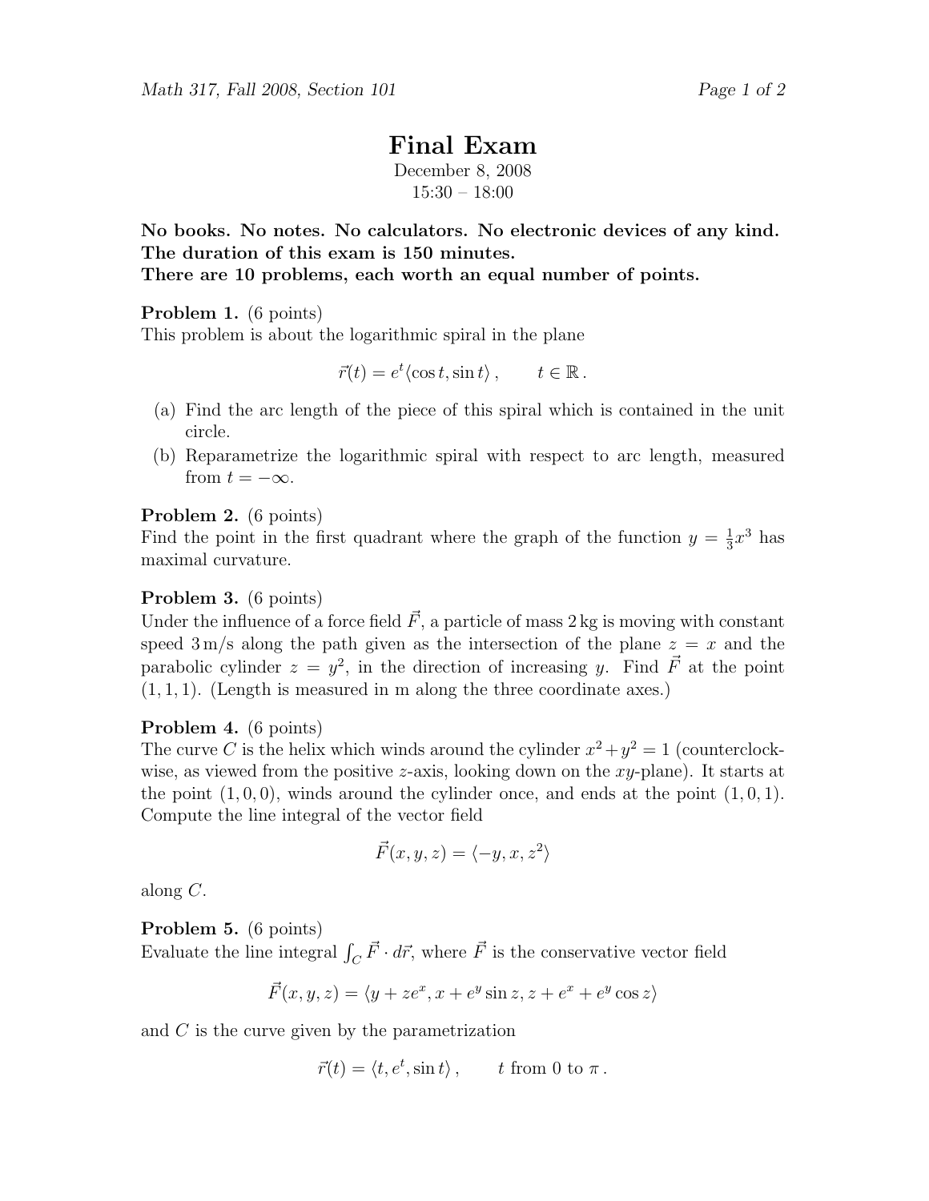# Final Exam

December 8, 2008
15:30 – 18:00

**No books. No notes. No calculators. No electronic devices of any kind.**
**The duration of this exam is 150 minutes.**
**There are 10 problems, each worth an equal number of points.**

**Problem 1.** (6 points)
This problem is about the logarithmic spiral in the plane

$$\vec{r}(t) = e^t \langle \cos t, \sin t \rangle \,, \qquad t \in \mathbb{R} \,.$$

(a) Find the arc length of the piece of this spiral which is contained in the unit circle.

(b) Reparametrize the logarithmic spiral with respect to arc length, measured from $t = -\infty$.

**Problem 2.** (6 points)
Find the point in the first quadrant where the graph of the function $y = \frac{1}{3}x^3$ has maximal curvature.

**Problem 3.** (6 points)
Under the influence of a force field $\vec{F}$, a particle of mass 2 kg is moving with constant speed 3 m/s along the path given as the intersection of the plane $z = x$ and the parabolic cylinder $z = y^2$, in the direction of increasing $y$. Find $\vec{F}$ at the point $(1, 1, 1)$. (Length is measured in m along the three coordinate axes.)

**Problem 4.** (6 points)
The curve $C$ is the helix which winds around the cylinder $x^2 + y^2 = 1$ (counterclockwise, as viewed from the positive $z$-axis, looking down on the $xy$-plane). It starts at the point $(1, 0, 0)$, winds around the cylinder once, and ends at the point $(1, 0, 1)$. Compute the line integral of the vector field

$$\vec{F}(x, y, z) = \langle -y, x, z^2 \rangle$$

along $C$.

**Problem 5.** (6 points)
Evaluate the line integral $\int_C \vec{F} \cdot d\vec{r}$, where $\vec{F}$ is the conservative vector field

$$\vec{F}(x, y, z) = \langle y + ze^x, x + e^y \sin z, z + e^x + e^y \cos z \rangle$$

and $C$ is the curve given by the parametrization

$$\vec{r}(t) = \langle t, e^t, \sin t \rangle \,, \qquad t \text{ from } 0 \text{ to } \pi \,.$$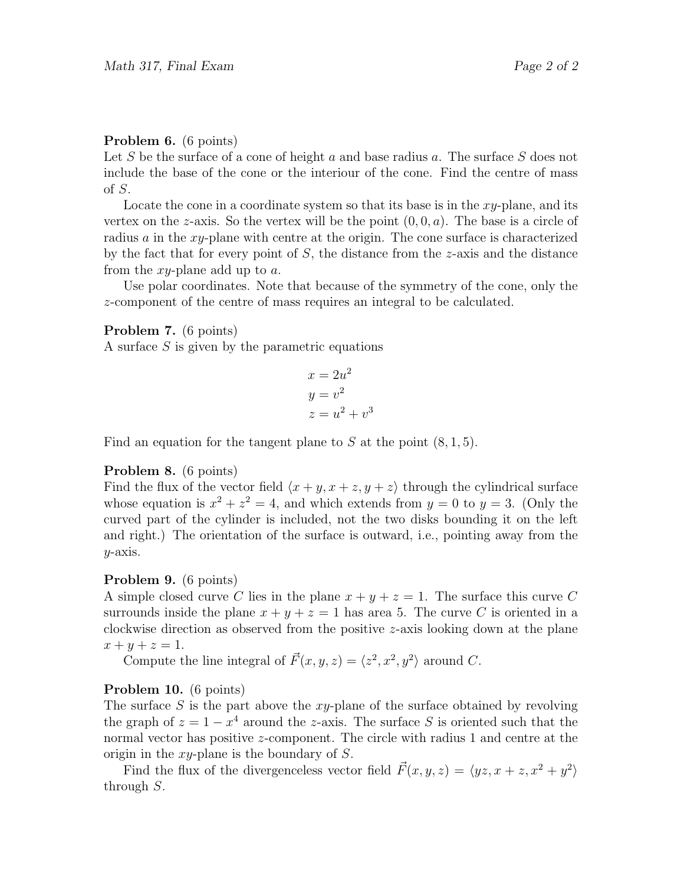**Problem 6.** (6 points)
Let $S$ be the surface of a cone of height $a$ and base radius $a$. The surface $S$ does not include the base of the cone or the interiour of the cone. Find the centre of mass of $S$.

Locate the cone in a coordinate system so that its base is in the $xy$-plane, and its vertex on the $z$-axis. So the vertex will be the point $(0, 0, a)$. The base is a circle of radius $a$ in the $xy$-plane with centre at the origin. The cone surface is characterized by the fact that for every point of $S$, the distance from the $z$-axis and the distance from the $xy$-plane add up to $a$.

Use polar coordinates. Note that because of the symmetry of the cone, only the $z$-component of the centre of mass requires an integral to be calculated.

**Problem 7.** (6 points)
A surface $S$ is given by the parametric equations

$$
\begin{aligned}
x &= 2u^2 \\
y &= v^2 \\
z &= u^2 + v^3
\end{aligned}
$$

Find an equation for the tangent plane to $S$ at the point $(8, 1, 5)$.

**Problem 8.** (6 points)
Find the flux of the vector field $\langle x + y, x + z, y + z \rangle$ through the cylindrical surface whose equation is $x^2 + z^2 = 4$, and which extends from $y = 0$ to $y = 3$. (Only the curved part of the cylinder is included, not the two disks bounding it on the left and right.) The orientation of the surface is outward, i.e., pointing away from the $y$-axis.

**Problem 9.** (6 points)
A simple closed curve $C$ lies in the plane $x + y + z = 1$. The surface this curve $C$ surrounds inside the plane $x + y + z = 1$ has area 5. The curve $C$ is oriented in a clockwise direction as observed from the positive $z$-axis looking down at the plane $x + y + z = 1$.

Compute the line integral of $\vec{F}(x, y, z) = \langle z^2, x^2, y^2 \rangle$ around $C$.

**Problem 10.** (6 points)
The surface $S$ is the part above the $xy$-plane of the surface obtained by revolving the graph of $z = 1 - x^4$ around the $z$-axis. The surface $S$ is oriented such that the normal vector has positive $z$-component. The circle with radius 1 and centre at the origin in the $xy$-plane is the boundary of $S$.

Find the flux of the divergenceless vector field $\vec{F}(x, y, z) = \langle yz, x + z, x^2 + y^2 \rangle$ through $S$.